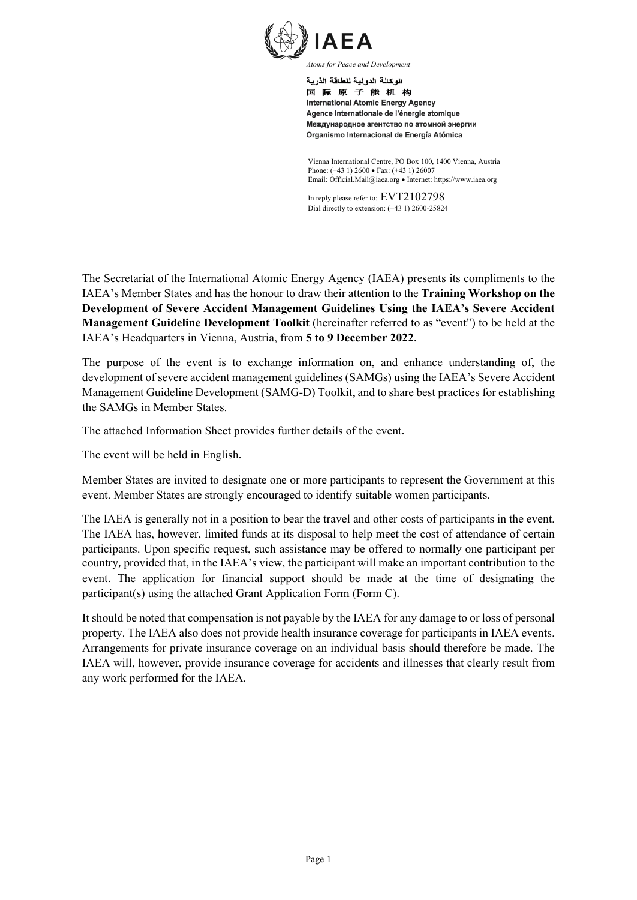**IAEA**

*Atoms for Peace and Development*

الوكالة الدولية للطاقة الذرية
国际原子能机构
International Atomic Energy Agency
Agence internationale de l'énergie atomique
Международное агентство по атомной энергии
Organismo Internacional de Energía Atómica

Vienna International Centre, PO Box 100, 1400 Vienna, Austria
Phone: (+43 1) 2600 • Fax: (+43 1) 26007
Email: Official.Mail@iaea.org • Internet: https://www.iaea.org

In reply please refer to: EVT2102798
Dial directly to extension: (+43 1) 2600-25824

The Secretariat of the International Atomic Energy Agency (IAEA) presents its compliments to the IAEA's Member States and has the honour to draw their attention to the **Training Workshop on the Development of Severe Accident Management Guidelines Using the IAEA's Severe Accident Management Guideline Development Toolkit** (hereinafter referred to as "event") to be held at the IAEA's Headquarters in Vienna, Austria, from **5 to 9 December 2022**.

The purpose of the event is to exchange information on, and enhance understanding of, the development of severe accident management guidelines (SAMGs) using the IAEA's Severe Accident Management Guideline Development (SAMG-D) Toolkit, and to share best practices for establishing the SAMGs in Member States.

The attached Information Sheet provides further details of the event.

The event will be held in English.

Member States are invited to designate one or more participants to represent the Government at this event. Member States are strongly encouraged to identify suitable women participants.

The IAEA is generally not in a position to bear the travel and other costs of participants in the event. The IAEA has, however, limited funds at its disposal to help meet the cost of attendance of certain participants. Upon specific request, such assistance may be offered to normally one participant per country, provided that, in the IAEA's view, the participant will make an important contribution to the event. The application for financial support should be made at the time of designating the participant(s) using the attached Grant Application Form (Form C).

It should be noted that compensation is not payable by the IAEA for any damage to or loss of personal property. The IAEA also does not provide health insurance coverage for participants in IAEA events. Arrangements for private insurance coverage on an individual basis should therefore be made. The IAEA will, however, provide insurance coverage for accidents and illnesses that clearly result from any work performed for the IAEA.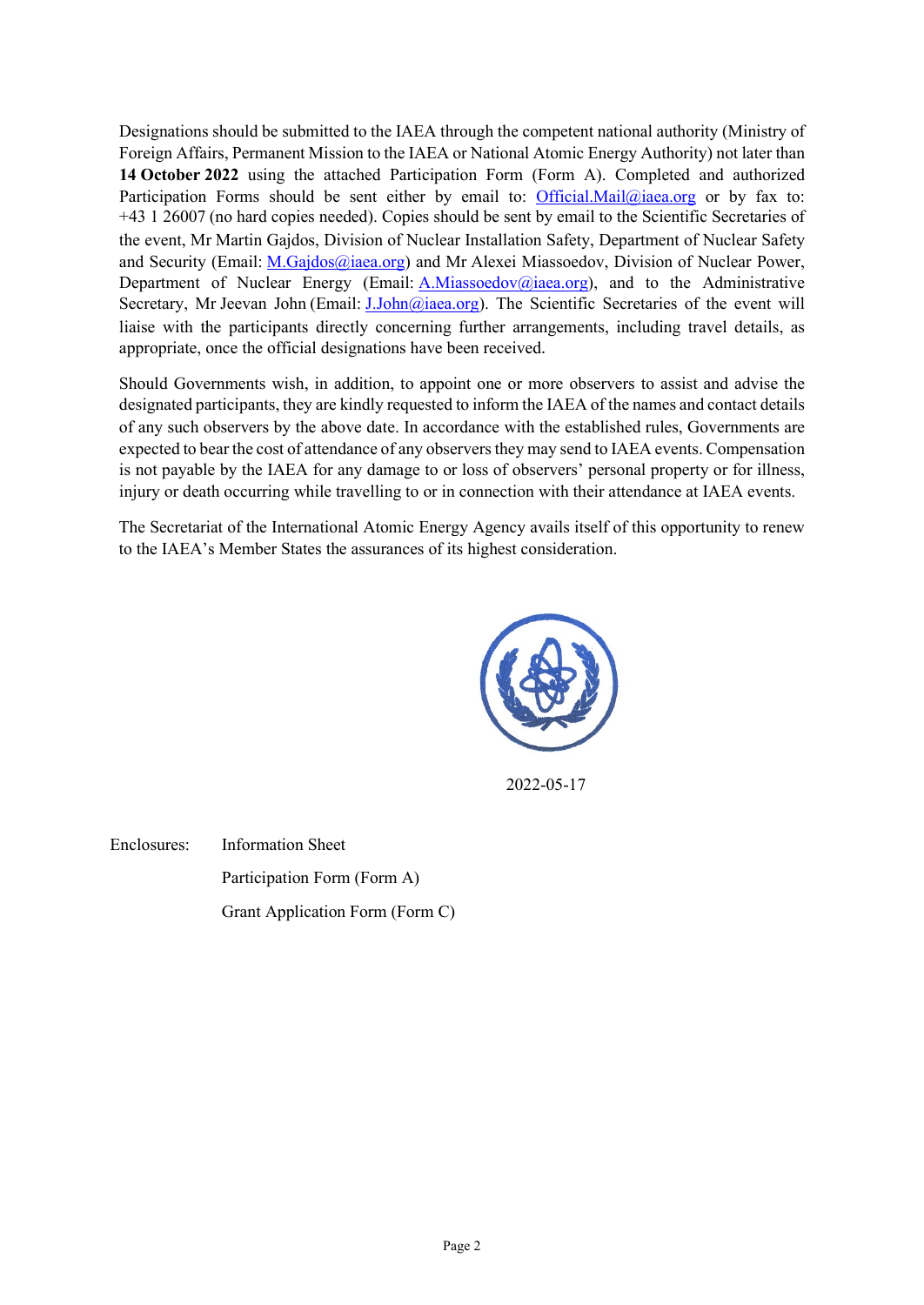Designations should be submitted to the IAEA through the competent national authority (Ministry of Foreign Affairs, Permanent Mission to the IAEA or National Atomic Energy Authority) not later than **14 October 2022** using the attached Participation Form (Form A). Completed and authorized Participation Forms should be sent either by email to: Official.Mail@iaea.org or by fax to: +43 1 26007 (no hard copies needed). Copies should be sent by email to the Scientific Secretaries of the event, Mr Martin Gajdos, Division of Nuclear Installation Safety, Department of Nuclear Safety and Security (Email: M.Gajdos@iaea.org) and Mr Alexei Miassoedov, Division of Nuclear Power, Department of Nuclear Energy (Email: A.Miassoedov@iaea.org), and to the Administrative Secretary, Mr Jeevan John (Email: J.John@iaea.org). The Scientific Secretaries of the event will liaise with the participants directly concerning further arrangements, including travel details, as appropriate, once the official designations have been received.

Should Governments wish, in addition, to appoint one or more observers to assist and advise the designated participants, they are kindly requested to inform the IAEA of the names and contact details of any such observers by the above date. In accordance with the established rules, Governments are expected to bear the cost of attendance of any observers they may send to IAEA events. Compensation is not payable by the IAEA for any damage to or loss of observers' personal property or for illness, injury or death occurring while travelling to or in connection with their attendance at IAEA events.

The Secretariat of the International Atomic Energy Agency avails itself of this opportunity to renew to the IAEA's Member States the assurances of its highest consideration.

2022-05-17

Enclosures: Information Sheet

Participation Form (Form A)

Grant Application Form (Form C)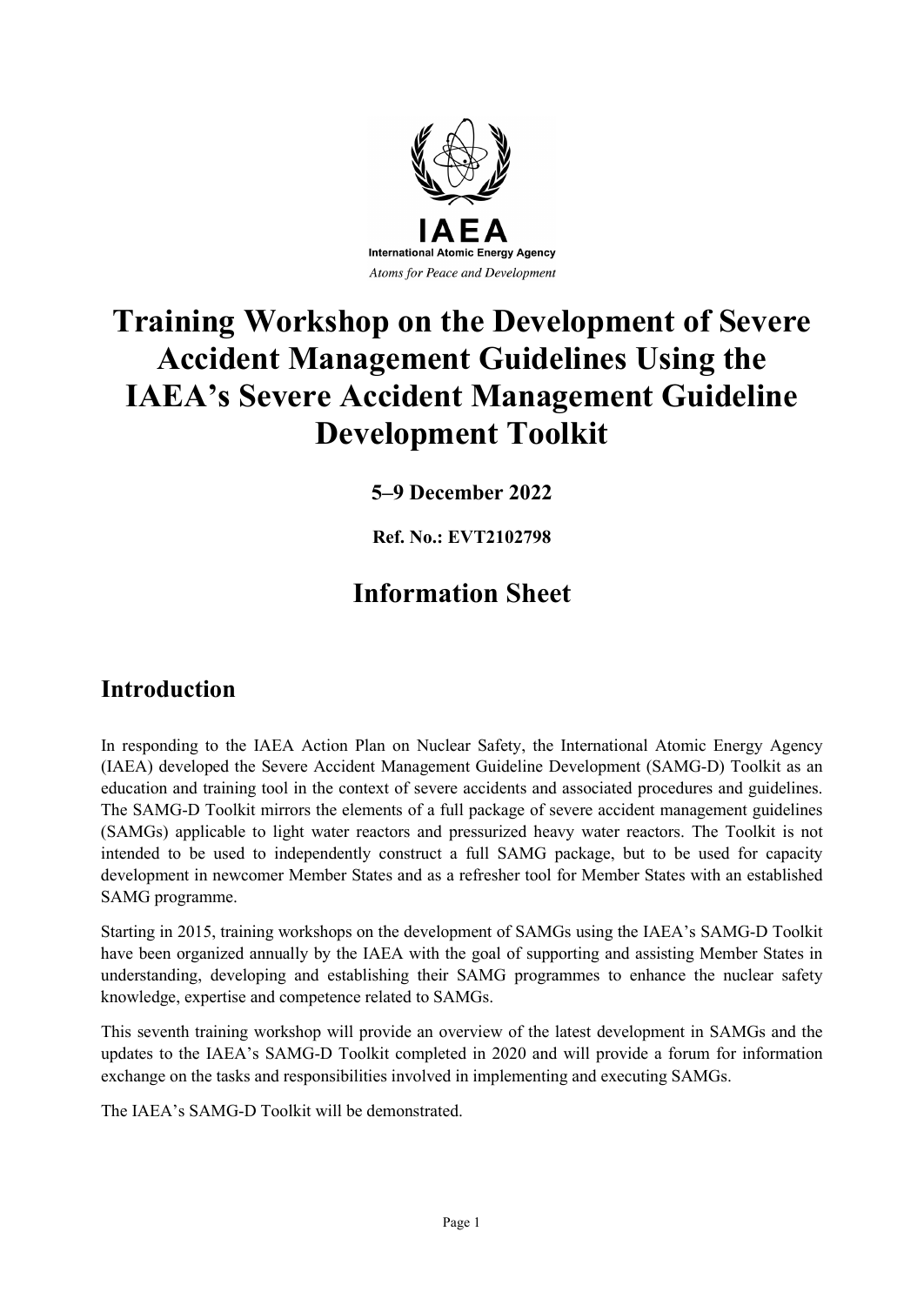IAEA

International Atomic Energy Agency

*Atoms for Peace and Development*

# Training Workshop on the Development of Severe Accident Management Guidelines Using the IAEA's Severe Accident Management Guideline Development Toolkit

**5–9 December 2022**

**Ref. No.: EVT2102798**

## Information Sheet

## Introduction

In responding to the IAEA Action Plan on Nuclear Safety, the International Atomic Energy Agency (IAEA) developed the Severe Accident Management Guideline Development (SAMG-D) Toolkit as an education and training tool in the context of severe accidents and associated procedures and guidelines. The SAMG-D Toolkit mirrors the elements of a full package of severe accident management guidelines (SAMGs) applicable to light water reactors and pressurized heavy water reactors. The Toolkit is not intended to be used to independently construct a full SAMG package, but to be used for capacity development in newcomer Member States and as a refresher tool for Member States with an established SAMG programme.

Starting in 2015, training workshops on the development of SAMGs using the IAEA's SAMG-D Toolkit have been organized annually by the IAEA with the goal of supporting and assisting Member States in understanding, developing and establishing their SAMG programmes to enhance the nuclear safety knowledge, expertise and competence related to SAMGs.

This seventh training workshop will provide an overview of the latest development in SAMGs and the updates to the IAEA's SAMG-D Toolkit completed in 2020 and will provide a forum for information exchange on the tasks and responsibilities involved in implementing and executing SAMGs.

The IAEA's SAMG-D Toolkit will be demonstrated.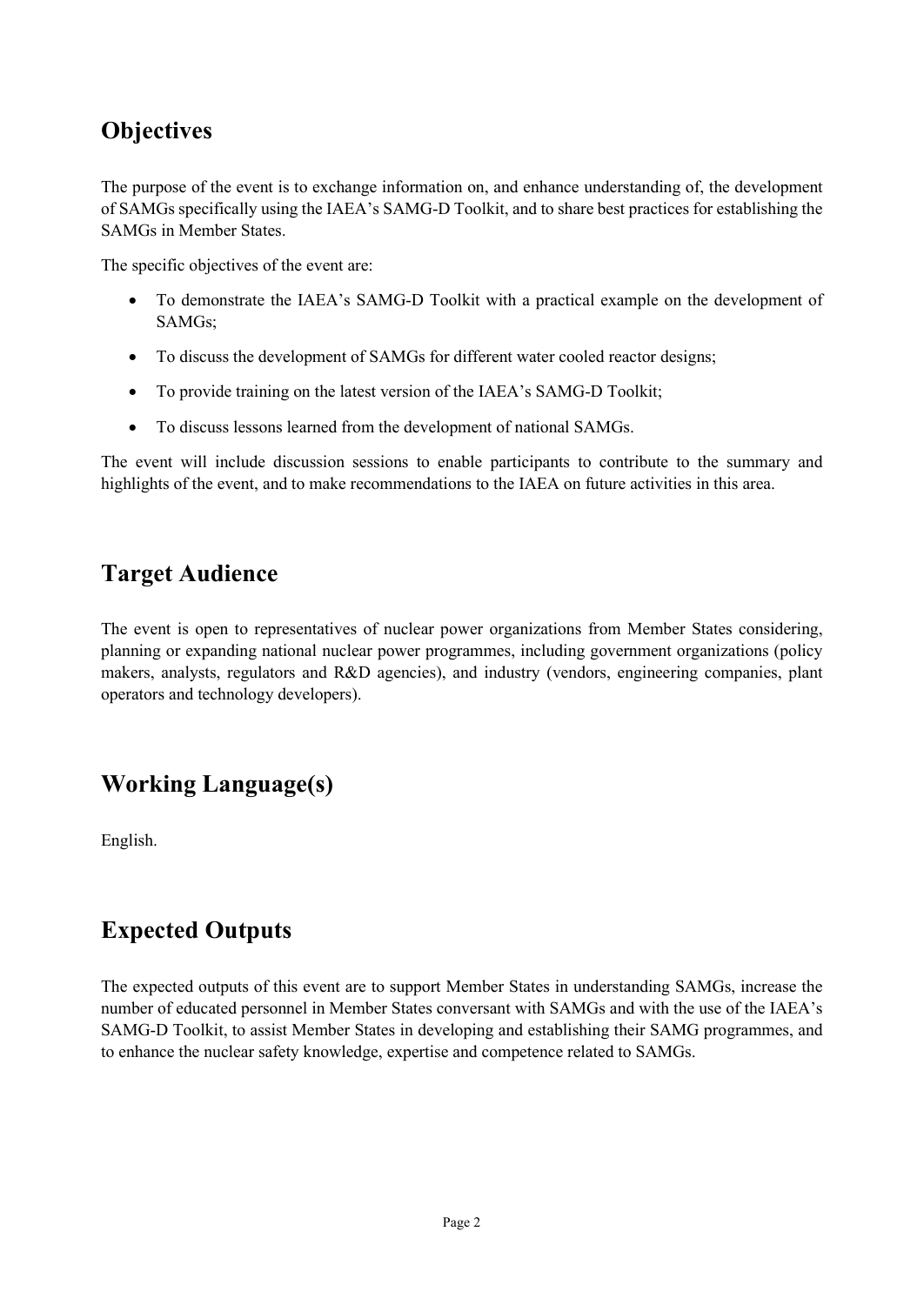## Objectives

The purpose of the event is to exchange information on, and enhance understanding of, the development of SAMGs specifically using the IAEA's SAMG-D Toolkit, and to share best practices for establishing the SAMGs in Member States.

The specific objectives of the event are:

- To demonstrate the IAEA's SAMG-D Toolkit with a practical example on the development of SAMGs;
- To discuss the development of SAMGs for different water cooled reactor designs;
- To provide training on the latest version of the IAEA's SAMG-D Toolkit;
- To discuss lessons learned from the development of national SAMGs.

The event will include discussion sessions to enable participants to contribute to the summary and highlights of the event, and to make recommendations to the IAEA on future activities in this area.

## Target Audience

The event is open to representatives of nuclear power organizations from Member States considering, planning or expanding national nuclear power programmes, including government organizations (policy makers, analysts, regulators and R&D agencies), and industry (vendors, engineering companies, plant operators and technology developers).

## Working Language(s)

English.

## Expected Outputs

The expected outputs of this event are to support Member States in understanding SAMGs, increase the number of educated personnel in Member States conversant with SAMGs and with the use of the IAEA's SAMG-D Toolkit, to assist Member States in developing and establishing their SAMG programmes, and to enhance the nuclear safety knowledge, expertise and competence related to SAMGs.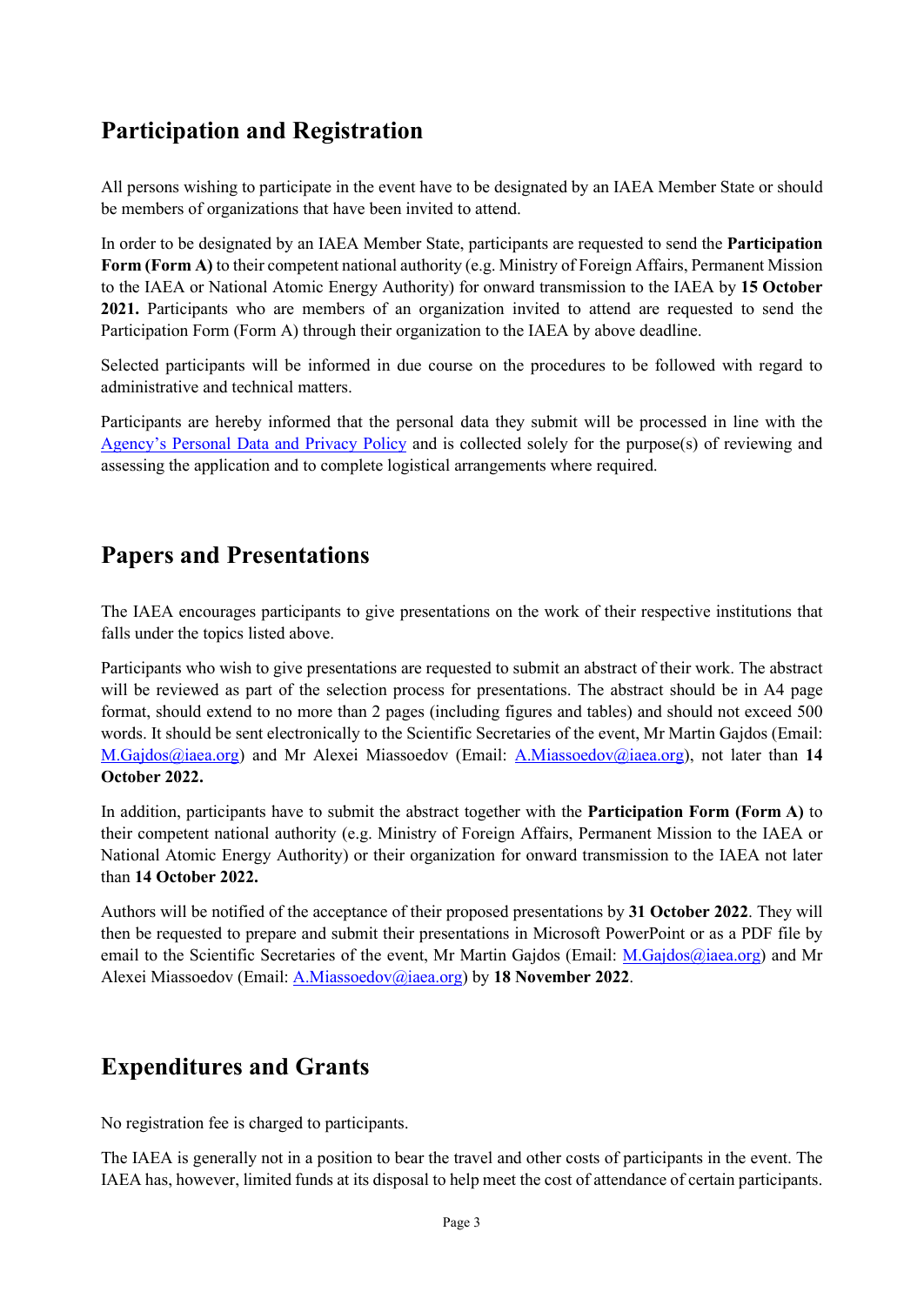## Participation and Registration

All persons wishing to participate in the event have to be designated by an IAEA Member State or should be members of organizations that have been invited to attend.

In order to be designated by an IAEA Member State, participants are requested to send the **Participation Form (Form A)** to their competent national authority (e.g. Ministry of Foreign Affairs, Permanent Mission to the IAEA or National Atomic Energy Authority) for onward transmission to the IAEA by **15 October 2021.** Participants who are members of an organization invited to attend are requested to send the Participation Form (Form A) through their organization to the IAEA by above deadline.

Selected participants will be informed in due course on the procedures to be followed with regard to administrative and technical matters.

Participants are hereby informed that the personal data they submit will be processed in line with the Agency's Personal Data and Privacy Policy and is collected solely for the purpose(s) of reviewing and assessing the application and to complete logistical arrangements where required.

## Papers and Presentations

The IAEA encourages participants to give presentations on the work of their respective institutions that falls under the topics listed above.

Participants who wish to give presentations are requested to submit an abstract of their work. The abstract will be reviewed as part of the selection process for presentations. The abstract should be in A4 page format, should extend to no more than 2 pages (including figures and tables) and should not exceed 500 words. It should be sent electronically to the Scientific Secretaries of the event, Mr Martin Gajdos (Email: M.Gajdos@iaea.org) and Mr Alexei Miassoedov (Email: A.Miassoedov@iaea.org), not later than **14 October 2022.**

In addition, participants have to submit the abstract together with the **Participation Form (Form A)** to their competent national authority (e.g. Ministry of Foreign Affairs, Permanent Mission to the IAEA or National Atomic Energy Authority) or their organization for onward transmission to the IAEA not later than **14 October 2022.**

Authors will be notified of the acceptance of their proposed presentations by **31 October 2022**. They will then be requested to prepare and submit their presentations in Microsoft PowerPoint or as a PDF file by email to the Scientific Secretaries of the event, Mr Martin Gajdos (Email: M.Gajdos@iaea.org) and Mr Alexei Miassoedov (Email: A.Miassoedov@iaea.org) by **18 November 2022**.

## Expenditures and Grants

No registration fee is charged to participants.

The IAEA is generally not in a position to bear the travel and other costs of participants in the event. The IAEA has, however, limited funds at its disposal to help meet the cost of attendance of certain participants.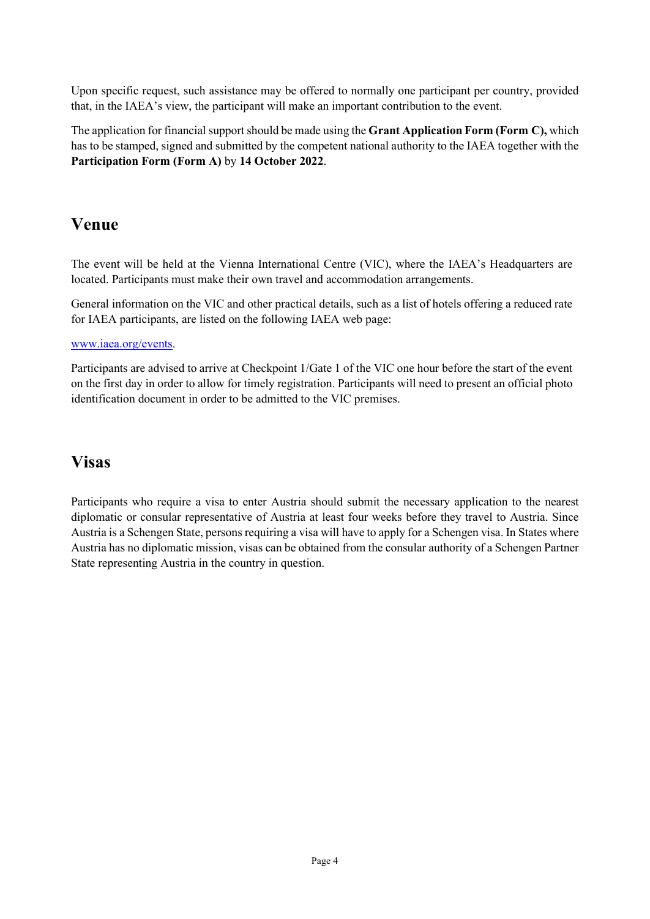Upon specific request, such assistance may be offered to normally one participant per country, provided that, in the IAEA's view, the participant will make an important contribution to the event.

The application for financial support should be made using the **Grant Application Form (Form C),** which has to be stamped, signed and submitted by the competent national authority to the IAEA together with the **Participation Form (Form A)** by **14 October 2022**.

## Venue

The event will be held at the Vienna International Centre (VIC), where the IAEA's Headquarters are located. Participants must make their own travel and accommodation arrangements.

General information on the VIC and other practical details, such as a list of hotels offering a reduced rate for IAEA participants, are listed on the following IAEA web page:

[www.iaea.org/events](www.iaea.org/events).

Participants are advised to arrive at Checkpoint 1/Gate 1 of the VIC one hour before the start of the event on the first day in order to allow for timely registration. Participants will need to present an official photo identification document in order to be admitted to the VIC premises.

## Visas

Participants who require a visa to enter Austria should submit the necessary application to the nearest diplomatic or consular representative of Austria at least four weeks before they travel to Austria. Since Austria is a Schengen State, persons requiring a visa will have to apply for a Schengen visa. In States where Austria has no diplomatic mission, visas can be obtained from the consular authority of a Schengen Partner State representing Austria in the country in question.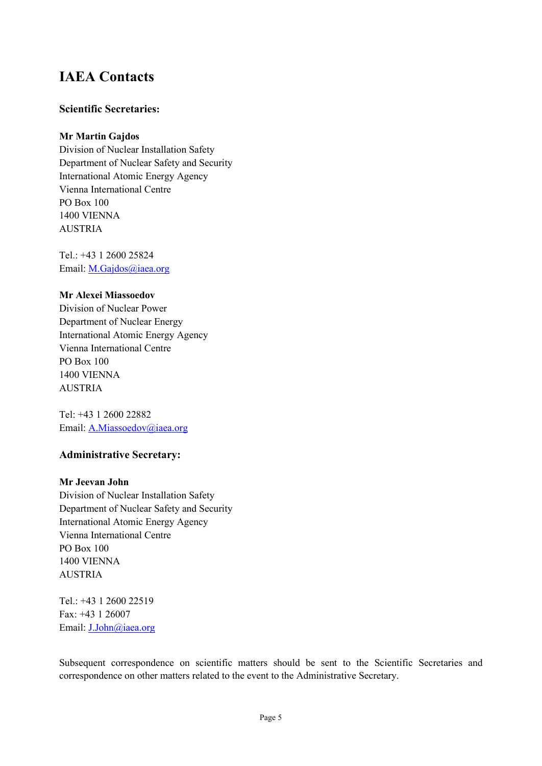# IAEA Contacts

### Scientific Secretaries:

**Mr Martin Gajdos**
Division of Nuclear Installation Safety
Department of Nuclear Safety and Security
International Atomic Energy Agency
Vienna International Centre
PO Box 100
1400 VIENNA
AUSTRIA

Tel.: +43 1 2600 25824
Email: M.Gajdos@iaea.org

**Mr Alexei Miassoedov**
Division of Nuclear Power
Department of Nuclear Energy
International Atomic Energy Agency
Vienna International Centre
PO Box 100
1400 VIENNA
AUSTRIA

Tel: +43 1 2600 22882
Email: A.Miassoedov@iaea.org

### Administrative Secretary:

**Mr Jeevan John**
Division of Nuclear Installation Safety
Department of Nuclear Safety and Security
International Atomic Energy Agency
Vienna International Centre
PO Box 100
1400 VIENNA
AUSTRIA

Tel.: +43 1 2600 22519
Fax: +43 1 26007
Email: J.John@iaea.org

Subsequent correspondence on scientific matters should be sent to the Scientific Secretaries and correspondence on other matters related to the event to the Administrative Secretary.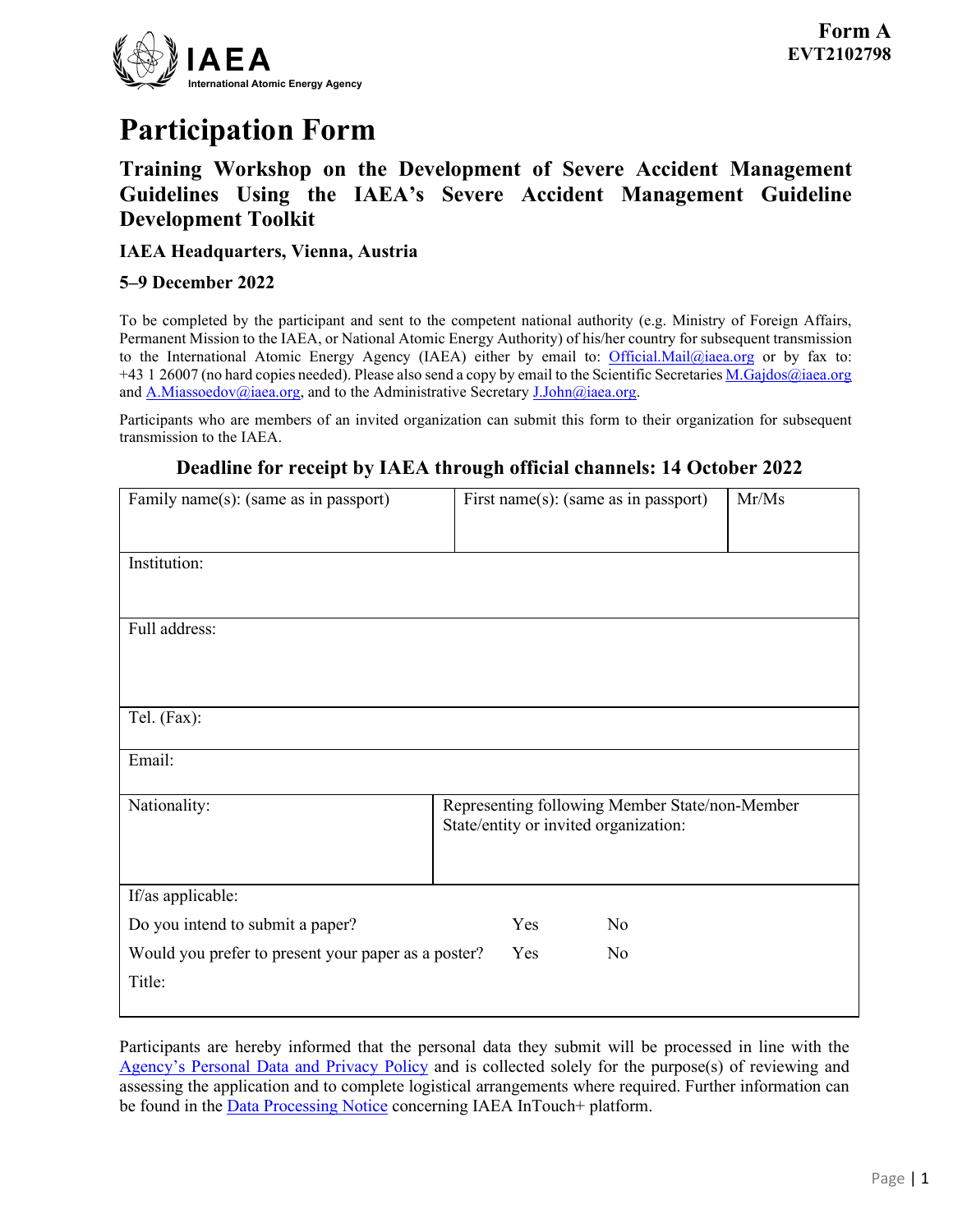**Form A**
**EVT2102798**

# Participation Form

## Training Workshop on the Development of Severe Accident Management Guidelines Using the IAEA's Severe Accident Management Guideline Development Toolkit

### IAEA Headquarters, Vienna, Austria

### 5–9 December 2022

To be completed by the participant and sent to the competent national authority (e.g. Ministry of Foreign Affairs, Permanent Mission to the IAEA, or National Atomic Energy Authority) of his/her country for subsequent transmission to the International Atomic Energy Agency (IAEA) either by email to: Official.Mail@iaea.org or by fax to: +43 1 26007 (no hard copies needed). Please also send a copy by email to the Scientific Secretaries M.Gajdos@iaea.org and A.Miassoedov@iaea.org, and to the Administrative Secretary J.John@iaea.org.

Participants who are members of an invited organization can submit this form to their organization for subsequent transmission to the IAEA.

**Deadline for receipt by IAEA through official channels: 14 October 2022**

| Family name(s): (same as in passport) | First name(s): (same as in passport) | Mr/Ms |
|---|---|---|
| Institution: | | |
| Full address: | | |
| Tel. (Fax): | | |
| Email: | | |
| Nationality: | Representing following Member State/non-Member State/entity or invited organization: | |
| If/as applicable: | | |
| Do you intend to submit a paper? | Yes | No |
| Would you prefer to present your paper as a poster? | Yes | No |
| Title: | | |

Participants are hereby informed that the personal data they submit will be processed in line with the Agency's Personal Data and Privacy Policy and is collected solely for the purpose(s) of reviewing and assessing the application and to complete logistical arrangements where required. Further information can be found in the Data Processing Notice concerning IAEA InTouch+ platform.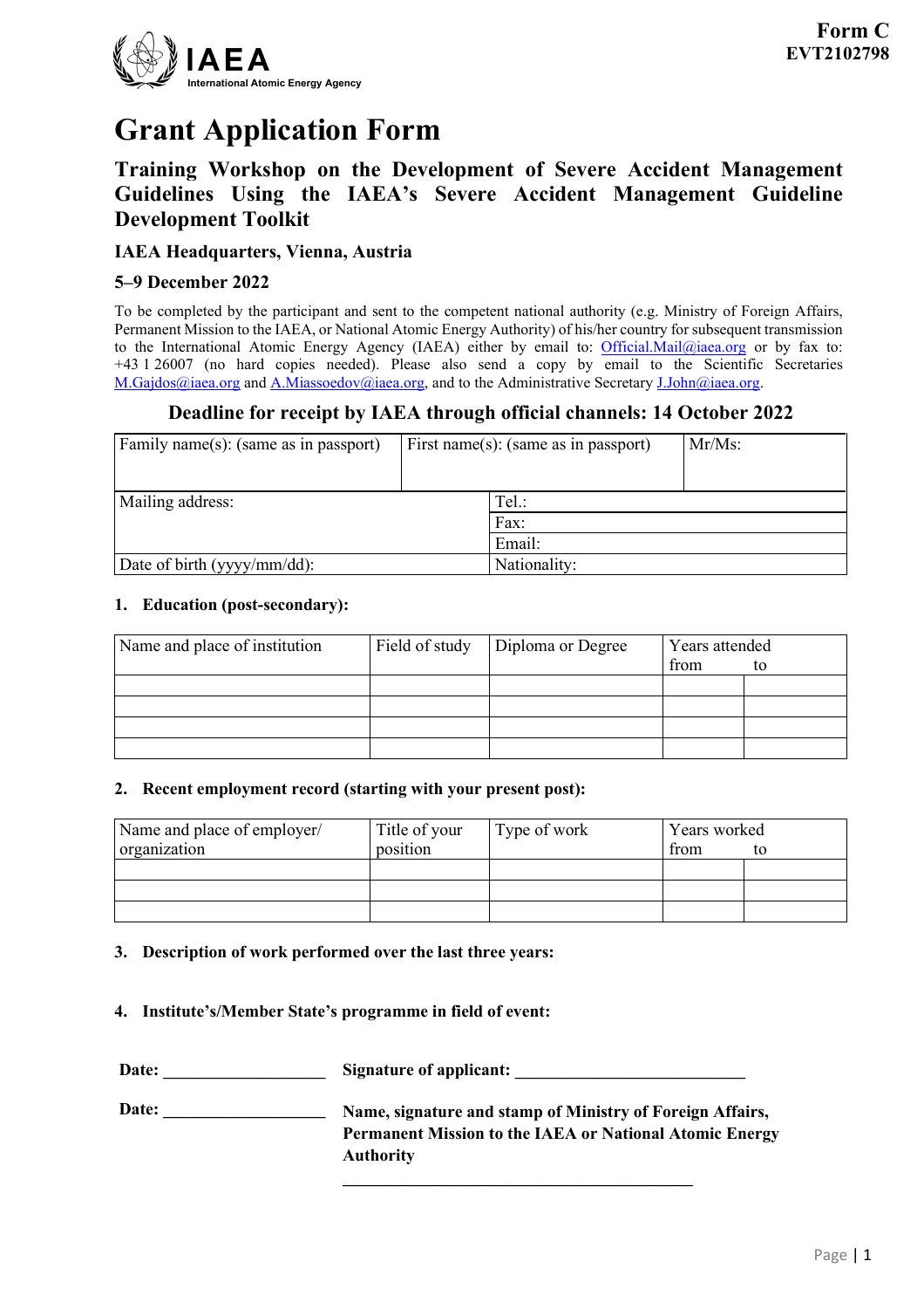**Form C**
**EVT2102798**

IAEA
International Atomic Energy Agency

# Grant Application Form

## Training Workshop on the Development of Severe Accident Management Guidelines Using the IAEA's Severe Accident Management Guideline Development Toolkit

### IAEA Headquarters, Vienna, Austria

### 5–9 December 2022

To be completed by the participant and sent to the competent national authority (e.g. Ministry of Foreign Affairs, Permanent Mission to the IAEA, or National Atomic Energy Authority) of his/her country for subsequent transmission to the International Atomic Energy Agency (IAEA) either by email to: Official.Mail@iaea.org or by fax to: +43 1 26007 (no hard copies needed). Please also send a copy by email to the Scientific Secretaries M.Gajdos@iaea.org and A.Miassoedov@iaea.org, and to the Administrative Secretary J.John@iaea.org.

### Deadline for receipt by IAEA through official channels: 14 October 2022

| | | |
|---|---|---|
| Family name(s): (same as in passport) | First name(s): (same as in passport) | Mr/Ms: |
| Mailing address: | Tel.: | |
| | Fax: | |
| | Email: | |
| Date of birth (yyyy/mm/dd): | Nationality: | |

**1. Education (post-secondary):**

| Name and place of institution | Field of study | Diploma or Degree | Years attended from | to |
|---|---|---|---|---|
| | | | | |
| | | | | |
| | | | | |
| | | | | |

**2. Recent employment record (starting with your present post):**

| Name and place of employer/ organization | Title of your position | Type of work | Years worked from | to |
|---|---|---|---|---|
| | | | | |
| | | | | |
| | | | | |

**3. Description of work performed over the last three years:**

**4. Institute's/Member State's programme in field of event:**

**Date:** ___________________ **Signature of applicant:** ___________________________

**Date:** ___________________ **Name, signature and stamp of Ministry of Foreign Affairs, Permanent Mission to the IAEA or National Atomic Energy Authority**

_________________________________________